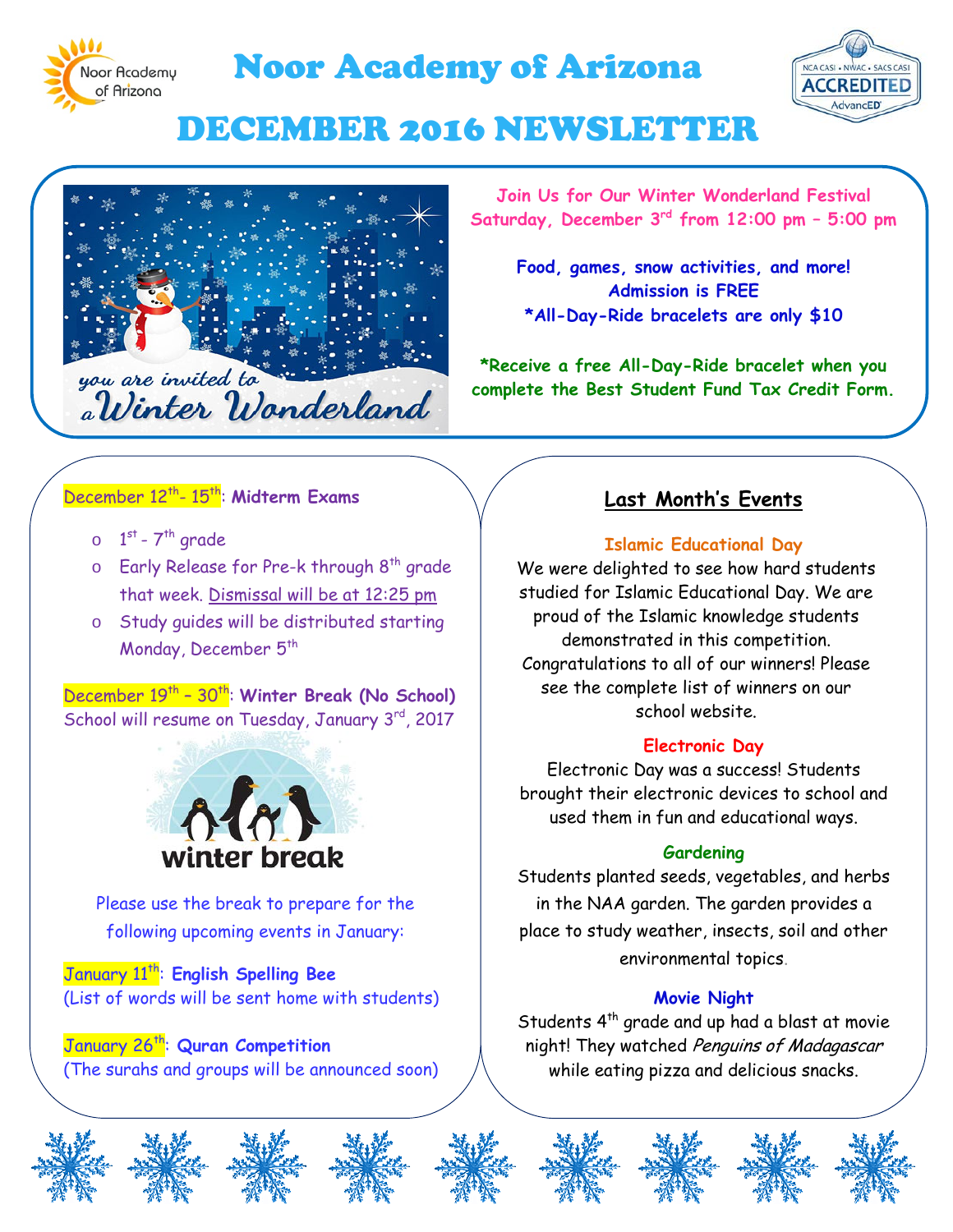# Noor Academy of Arizona

# DECEMBER 2016 NEWSLETTER

**Join Us for Our Winter Wonderland Festival**
**Saturday, December 3rd from 12:00 pm – 5:00 pm**

**Food, games, snow activities, and more!**
**Admission is FREE**
**\*All-Day-Ride bracelets are only $10**

**\*Receive a free All-Day-Ride bracelet when you complete the Best Student Fund Tax Credit Form.**

December 12th- 15th: **Midterm Exams**

- 1st - 7th grade
- Early Release for Pre-k through 8th grade that week. Dismissal will be at 12:25 pm
- Study guides will be distributed starting Monday, December 5th

December 19th – 30th: **Winter Break (No School)**
School will resume on Tuesday, January 3rd, 2017

Please use the break to prepare for the following upcoming events in January:

January 11th: **English Spelling Bee**
(List of words will be sent home with students)

January 26th: **Quran Competition**
(The surahs and groups will be announced soon)

## Last Month's Events

### Islamic Educational Day

We were delighted to see how hard students studied for Islamic Educational Day. We are proud of the Islamic knowledge students demonstrated in this competition. Congratulations to all of our winners! Please see the complete list of winners on our school website.

### Electronic Day

Electronic Day was a success! Students brought their electronic devices to school and used them in fun and educational ways.

### Gardening

Students planted seeds, vegetables, and herbs in the NAA garden. The garden provides a place to study weather, insects, soil and other environmental topics.

### Movie Night

Students 4th grade and up had a blast at movie night! They watched *Penguins of Madagascar* while eating pizza and delicious snacks.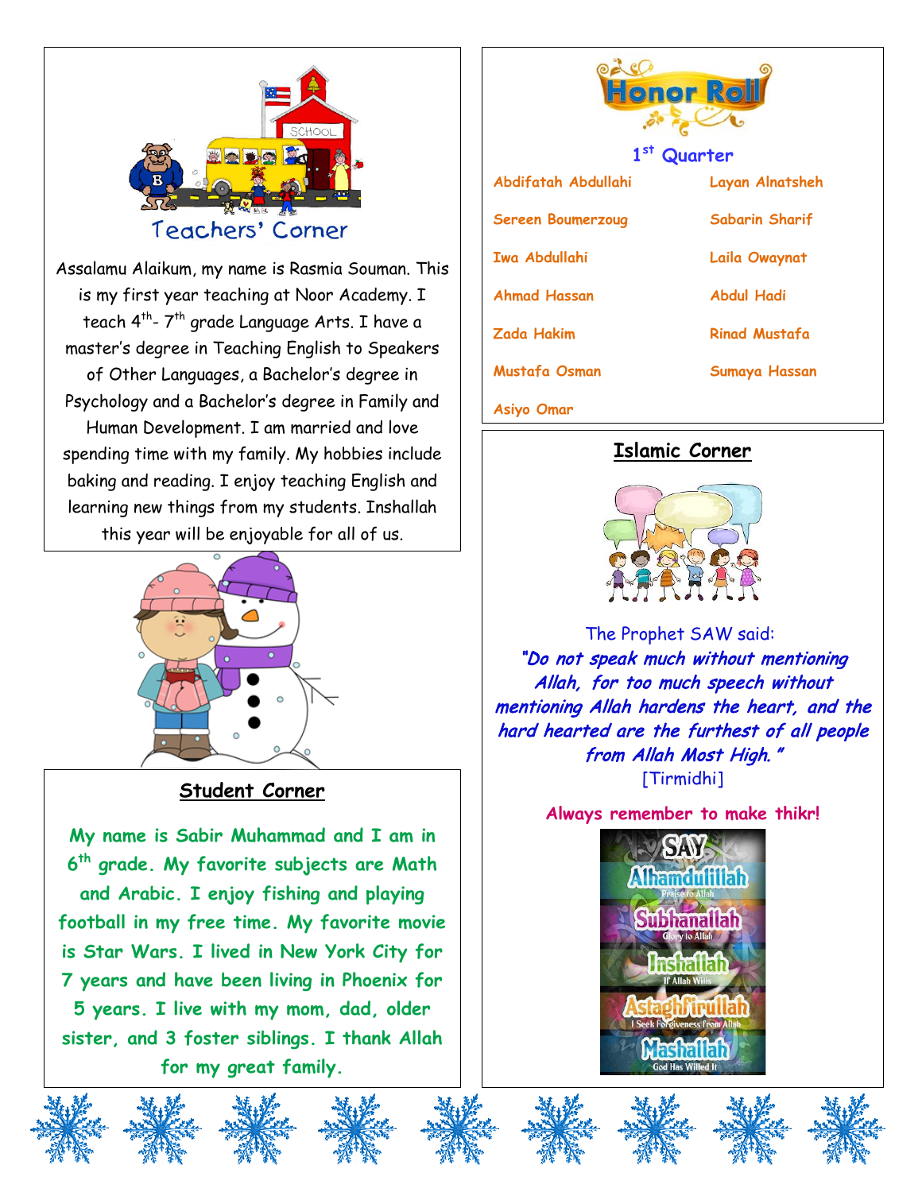## Teachers' Corner

Assalamu Alaikum, my name is Rasmia Souman. This is my first year teaching at Noor Academy. I teach 4th- 7th grade Language Arts. I have a master's degree in Teaching English to Speakers of Other Languages, a Bachelor's degree in Psychology and a Bachelor's degree in Family and Human Development. I am married and love spending time with my family. My hobbies include baking and reading. I enjoy teaching English and learning new things from my students. Inshallah this year will be enjoyable for all of us.

## Student Corner

My name is Sabir Muhammad and I am in 6th grade. My favorite subjects are Math and Arabic. I enjoy fishing and playing football in my free time. My favorite movie is Star Wars. I lived in New York City for 7 years and have been living in Phoenix for 5 years. I live with my mom, dad, older sister, and 3 foster siblings. I thank Allah for my great family.

## Honor Roll

### 1st Quarter

| | |
|---|---|
| Abdifatah Abdullahi | Layan Alnatsheh |
| Sereen Boumerzoug | Sabarin Sharif |
| Iwa Abdullahi | Laila Owaynat |
| Ahmad Hassan | Abdul Hadi |
| Zada Hakim | Rinad Mustafa |
| Mustafa Osman | Sumaya Hassan |
| Asiyo Omar | |

## Islamic Corner

The Prophet SAW said:

***"Do not speak much without mentioning Allah, for too much speech without mentioning Allah hardens the heart, and the hard hearted are the furthest of all people from Allah Most High."***

[Tirmidhi]

**Always remember to make thikr!**

SAY
Alhamdulillah
Praise to Allah
Subhanallah
Glory to Allah
Inshallah
If Allah Wills
Astaghfirullah
I Seek Forgiveness From Allah
Mashallah
God Has Willed It